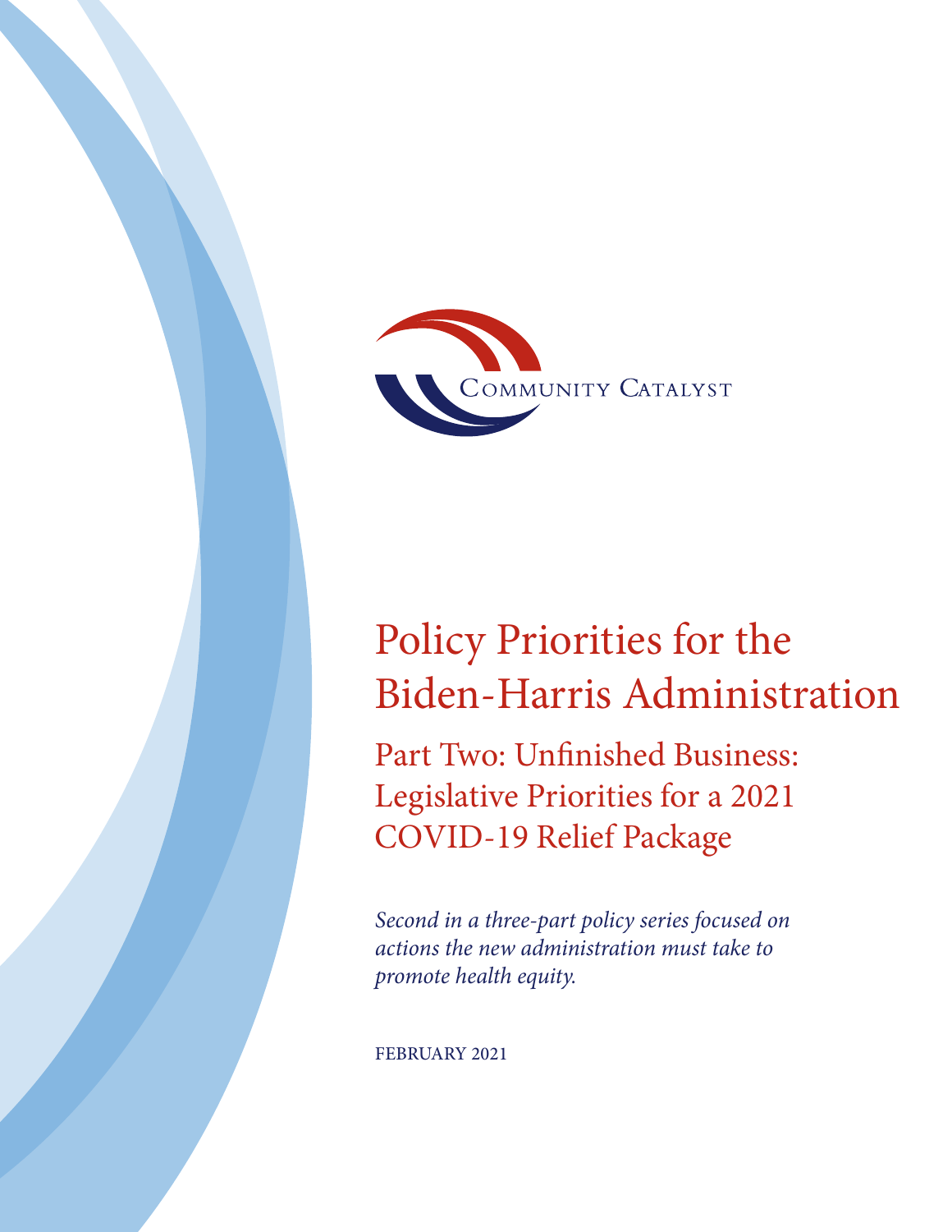COMMUNITY CATALYST

# Policy Priorities for the Biden-Harris Administration

## Part Two: Unfinished Business: Legislative Priorities for a 2021 COVID-19 Relief Package

*Second in a three-part policy series focused on actions the new administration must take to promote health equity.*

FEBRUARY 2021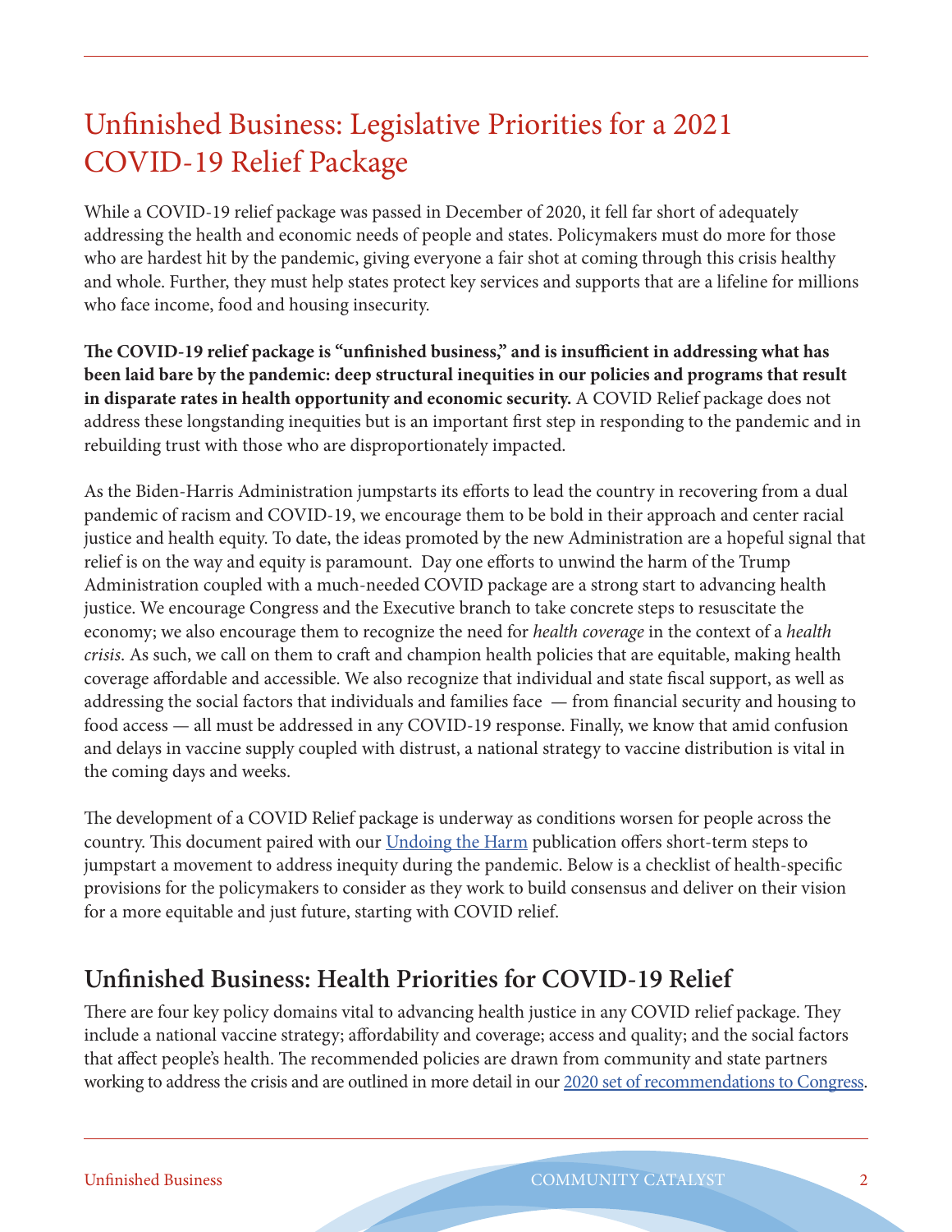# Unfinished Business: Legislative Priorities for a 2021 COVID-19 Relief Package

While a COVID-19 relief package was passed in December of 2020, it fell far short of adequately addressing the health and economic needs of people and states. Policymakers must do more for those who are hardest hit by the pandemic, giving everyone a fair shot at coming through this crisis healthy and whole. Further, they must help states protect key services and supports that are a lifeline for millions who face income, food and housing insecurity.

**The COVID-19 relief package is "unfinished business," and is insufficient in addressing what has been laid bare by the pandemic: deep structural inequities in our policies and programs that result in disparate rates in health opportunity and economic security.** A COVID Relief package does not address these longstanding inequities but is an important first step in responding to the pandemic and in rebuilding trust with those who are disproportionately impacted.

As the Biden-Harris Administration jumpstarts its efforts to lead the country in recovering from a dual pandemic of racism and COVID-19, we encourage them to be bold in their approach and center racial justice and health equity. To date, the ideas promoted by the new Administration are a hopeful signal that relief is on the way and equity is paramount. Day one efforts to unwind the harm of the Trump Administration coupled with a much-needed COVID package are a strong start to advancing health justice. We encourage Congress and the Executive branch to take concrete steps to resuscitate the economy; we also encourage them to recognize the need for *health coverage* in the context of a *health crisis*. As such, we call on them to craft and champion health policies that are equitable, making health coverage affordable and accessible. We also recognize that individual and state fiscal support, as well as addressing the social factors that individuals and families face — from financial security and housing to food access — all must be addressed in any COVID-19 response. Finally, we know that amid confusion and delays in vaccine supply coupled with distrust, a national strategy to vaccine distribution is vital in the coming days and weeks.

The development of a COVID Relief package is underway as conditions worsen for people across the country. This document paired with our [Undoing the Harm]() publication offers short-term steps to jumpstart a movement to address inequity during the pandemic. Below is a checklist of health-specific provisions for the policymakers to consider as they work to build consensus and deliver on their vision for a more equitable and just future, starting with COVID relief.

## Unfinished Business: Health Priorities for COVID-19 Relief

There are four key policy domains vital to advancing health justice in any COVID relief package. They include a national vaccine strategy; affordability and coverage; access and quality; and the social factors that affect people's health. The recommended policies are drawn from community and state partners working to address the crisis and are outlined in more detail in our [2020 set of recommendations to Congress]().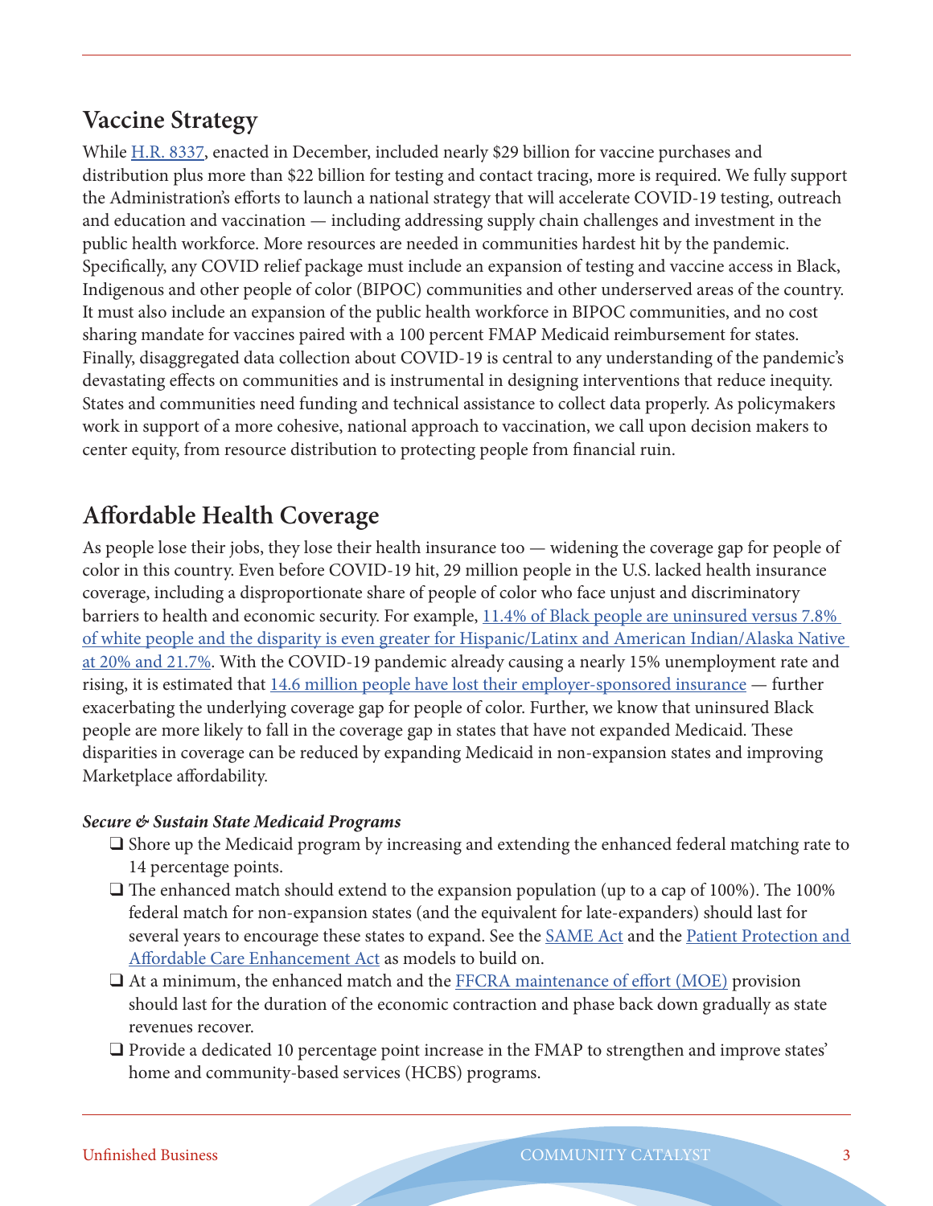## Vaccine Strategy

While H.R. 8337, enacted in December, included nearly $29 billion for vaccine purchases and distribution plus more than $22 billion for testing and contact tracing, more is required. We fully support the Administration's efforts to launch a national strategy that will accelerate COVID-19 testing, outreach and education and vaccination — including addressing supply chain challenges and investment in the public health workforce. More resources are needed in communities hardest hit by the pandemic. Specifically, any COVID relief package must include an expansion of testing and vaccine access in Black, Indigenous and other people of color (BIPOC) communities and other underserved areas of the country. It must also include an expansion of the public health workforce in BIPOC communities, and no cost sharing mandate for vaccines paired with a 100 percent FMAP Medicaid reimbursement for states. Finally, disaggregated data collection about COVID-19 is central to any understanding of the pandemic's devastating effects on communities and is instrumental in designing interventions that reduce inequity. States and communities need funding and technical assistance to collect data properly. As policymakers work in support of a more cohesive, national approach to vaccination, we call upon decision makers to center equity, from resource distribution to protecting people from financial ruin.

## Affordable Health Coverage

As people lose their jobs, they lose their health insurance too — widening the coverage gap for people of color in this country. Even before COVID-19 hit, 29 million people in the U.S. lacked health insurance coverage, including a disproportionate share of people of color who face unjust and discriminatory barriers to health and economic security. For example, 11.4% of Black people are uninsured versus 7.8% of white people and the disparity is even greater for Hispanic/Latinx and American Indian/Alaska Native at 20% and 21.7%. With the COVID-19 pandemic already causing a nearly 15% unemployment rate and rising, it is estimated that 14.6 million people have lost their employer-sponsored insurance — further exacerbating the underlying coverage gap for people of color. Further, we know that uninsured Black people are more likely to fall in the coverage gap in states that have not expanded Medicaid. These disparities in coverage can be reduced by expanding Medicaid in non-expansion states and improving Marketplace affordability.

***Secure & Sustain State Medicaid Programs***

- ❑ Shore up the Medicaid program by increasing and extending the enhanced federal matching rate to 14 percentage points.
- ❑ The enhanced match should extend to the expansion population (up to a cap of 100%). The 100% federal match for non-expansion states (and the equivalent for late-expanders) should last for several years to encourage these states to expand. See the SAME Act and the Patient Protection and Affordable Care Enhancement Act as models to build on.
- ❑ At a minimum, the enhanced match and the FFCRA maintenance of effort (MOE) provision should last for the duration of the economic contraction and phase back down gradually as state revenues recover.
- ❑ Provide a dedicated 10 percentage point increase in the FMAP to strengthen and improve states' home and community-based services (HCBS) programs.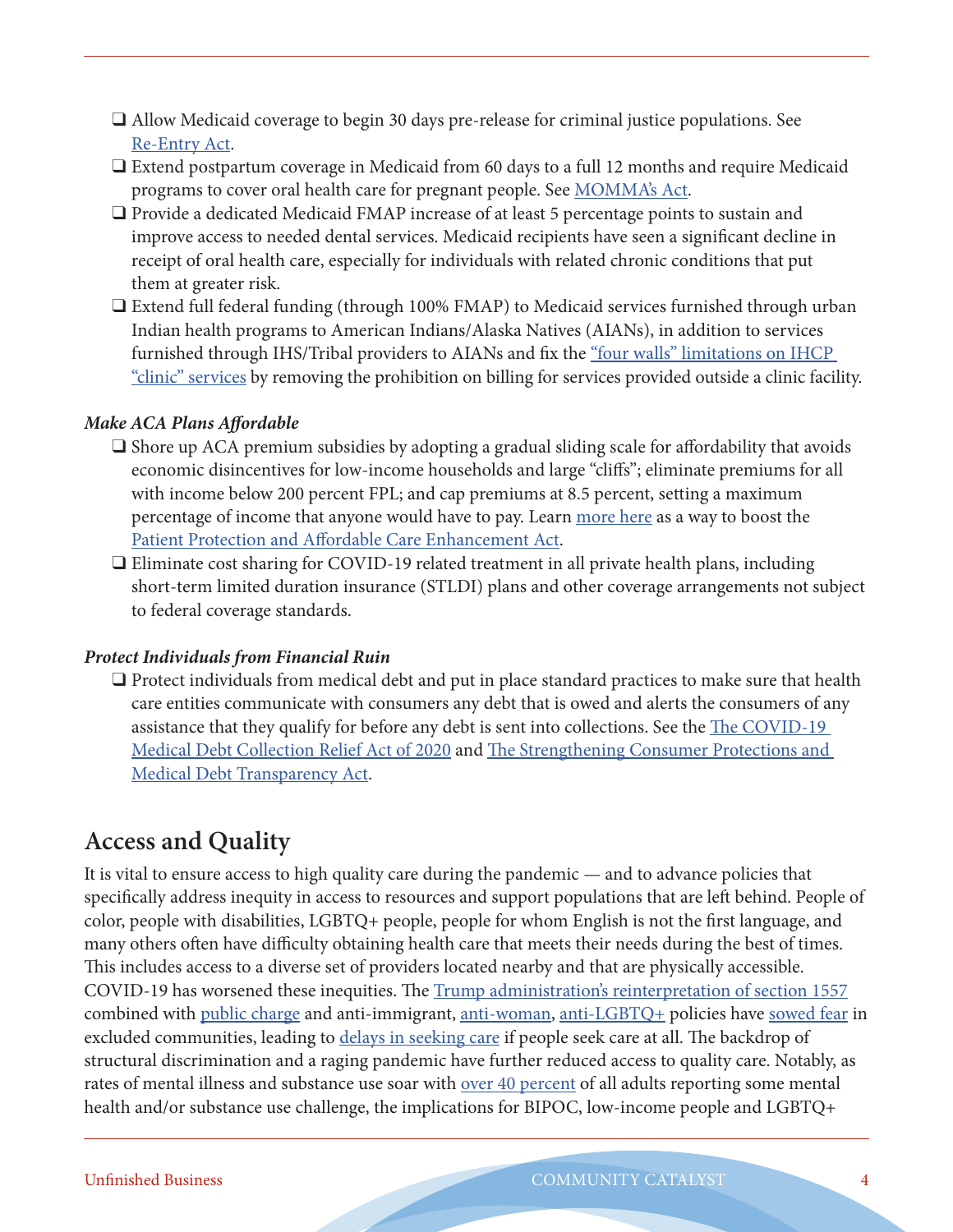- ❑ Allow Medicaid coverage to begin 30 days pre-release for criminal justice populations. See Re-Entry Act.
- ❑ Extend postpartum coverage in Medicaid from 60 days to a full 12 months and require Medicaid programs to cover oral health care for pregnant people. See MOMMA's Act.
- ❑ Provide a dedicated Medicaid FMAP increase of at least 5 percentage points to sustain and improve access to needed dental services. Medicaid recipients have seen a significant decline in receipt of oral health care, especially for individuals with related chronic conditions that put them at greater risk.
- ❑ Extend full federal funding (through 100% FMAP) to Medicaid services furnished through urban Indian health programs to American Indians/Alaska Natives (AIANs), in addition to services furnished through IHS/Tribal providers to AIANs and fix the "four walls" limitations on IHCP "clinic" services by removing the prohibition on billing for services provided outside a clinic facility.

***Make ACA Plans Affordable***

- ❑ Shore up ACA premium subsidies by adopting a gradual sliding scale for affordability that avoids economic disincentives for low-income households and large "cliffs"; eliminate premiums for all with income below 200 percent FPL; and cap premiums at 8.5 percent, setting a maximum percentage of income that anyone would have to pay. Learn more here as a way to boost the Patient Protection and Affordable Care Enhancement Act.
- ❑ Eliminate cost sharing for COVID-19 related treatment in all private health plans, including short-term limited duration insurance (STLDI) plans and other coverage arrangements not subject to federal coverage standards.

***Protect Individuals from Financial Ruin***

- ❑ Protect individuals from medical debt and put in place standard practices to make sure that health care entities communicate with consumers any debt that is owed and alerts the consumers of any assistance that they qualify for before any debt is sent into collections. See the The COVID-19 Medical Debt Collection Relief Act of 2020 and The Strengthening Consumer Protections and Medical Debt Transparency Act.

## Access and Quality

It is vital to ensure access to high quality care during the pandemic — and to advance policies that specifically address inequity in access to resources and support populations that are left behind. People of color, people with disabilities, LGBTQ+ people, people for whom English is not the first language, and many others often have difficulty obtaining health care that meets their needs during the best of times. This includes access to a diverse set of providers located nearby and that are physically accessible. COVID-19 has worsened these inequities. The Trump administration's reinterpretation of section 1557 combined with public charge and anti-immigrant, anti-woman, anti-LGBTQ+ policies have sowed fear in excluded communities, leading to delays in seeking care if people seek care at all. The backdrop of structural discrimination and a raging pandemic have further reduced access to quality care. Notably, as rates of mental illness and substance use soar with over 40 percent of all adults reporting some mental health and/or substance use challenge, the implications for BIPOC, low-income people and LGBTQ+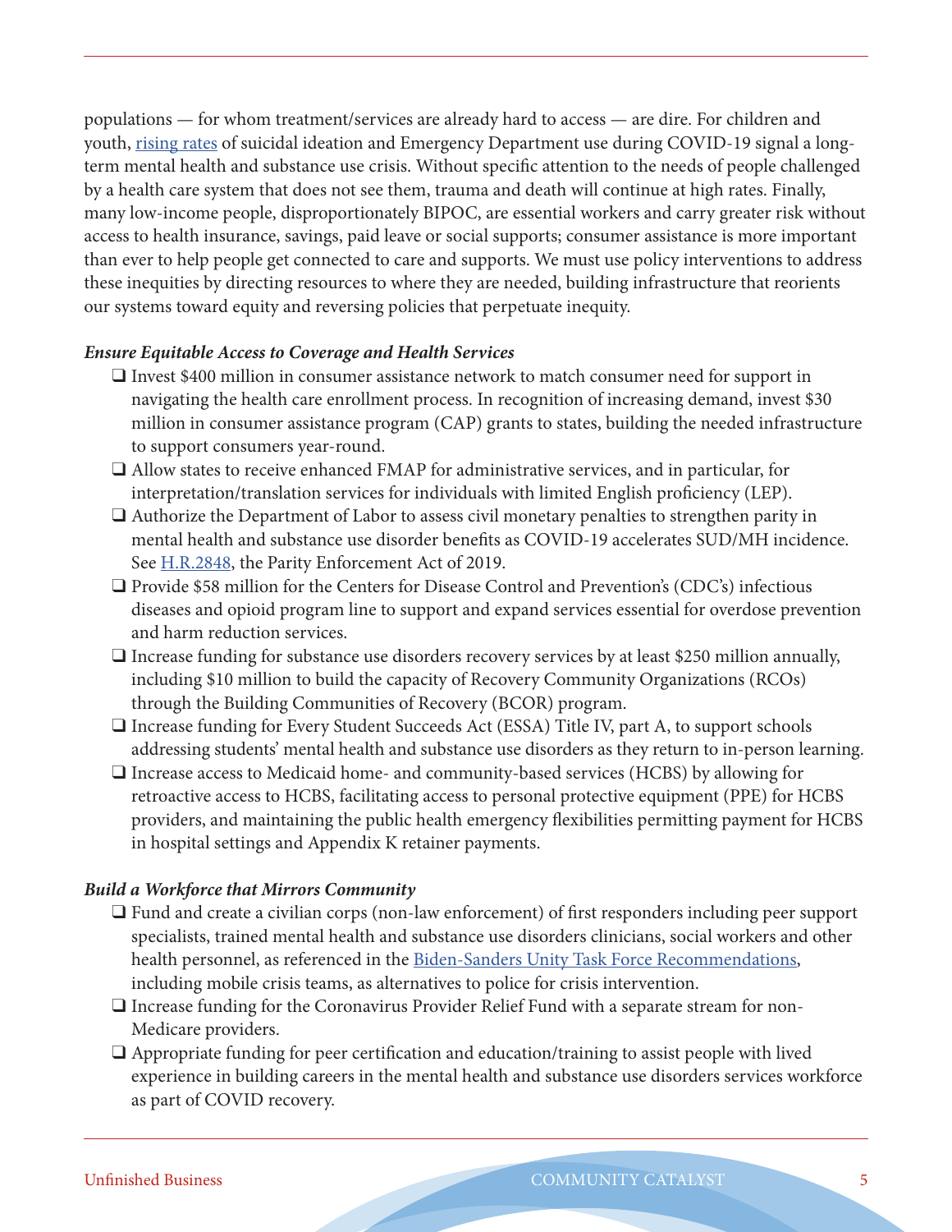populations — for whom treatment/services are already hard to access — are dire. For children and youth, rising rates of suicidal ideation and Emergency Department use during COVID-19 signal a long-term mental health and substance use crisis. Without specific attention to the needs of people challenged by a health care system that does not see them, trauma and death will continue at high rates. Finally, many low-income people, disproportionately BIPOC, are essential workers and carry greater risk without access to health insurance, savings, paid leave or social supports; consumer assistance is more important than ever to help people get connected to care and supports. We must use policy interventions to address these inequities by directing resources to where they are needed, building infrastructure that reorients our systems toward equity and reversing policies that perpetuate inequity.

***Ensure Equitable Access to Coverage and Health Services***

- ❑ Invest $400 million in consumer assistance network to match consumer need for support in navigating the health care enrollment process. In recognition of increasing demand, invest $30 million in consumer assistance program (CAP) grants to states, building the needed infrastructure to support consumers year-round.
- ❑ Allow states to receive enhanced FMAP for administrative services, and in particular, for interpretation/translation services for individuals with limited English proficiency (LEP).
- ❑ Authorize the Department of Labor to assess civil monetary penalties to strengthen parity in mental health and substance use disorder benefits as COVID-19 accelerates SUD/MH incidence. See H.R.2848, the Parity Enforcement Act of 2019.
- ❑ Provide $58 million for the Centers for Disease Control and Prevention's (CDC's) infectious diseases and opioid program line to support and expand services essential for overdose prevention and harm reduction services.
- ❑ Increase funding for substance use disorders recovery services by at least $250 million annually, including $10 million to build the capacity of Recovery Community Organizations (RCOs) through the Building Communities of Recovery (BCOR) program.
- ❑ Increase funding for Every Student Succeeds Act (ESSA) Title IV, part A, to support schools addressing students' mental health and substance use disorders as they return to in-person learning.
- ❑ Increase access to Medicaid home- and community-based services (HCBS) by allowing for retroactive access to HCBS, facilitating access to personal protective equipment (PPE) for HCBS providers, and maintaining the public health emergency flexibilities permitting payment for HCBS in hospital settings and Appendix K retainer payments.

***Build a Workforce that Mirrors Community***

- ❑ Fund and create a civilian corps (non-law enforcement) of first responders including peer support specialists, trained mental health and substance use disorders clinicians, social workers and other health personnel, as referenced in the Biden-Sanders Unity Task Force Recommendations, including mobile crisis teams, as alternatives to police for crisis intervention.
- ❑ Increase funding for the Coronavirus Provider Relief Fund with a separate stream for non-Medicare providers.
- ❑ Appropriate funding for peer certification and education/training to assist people with lived experience in building careers in the mental health and substance use disorders services workforce as part of COVID recovery.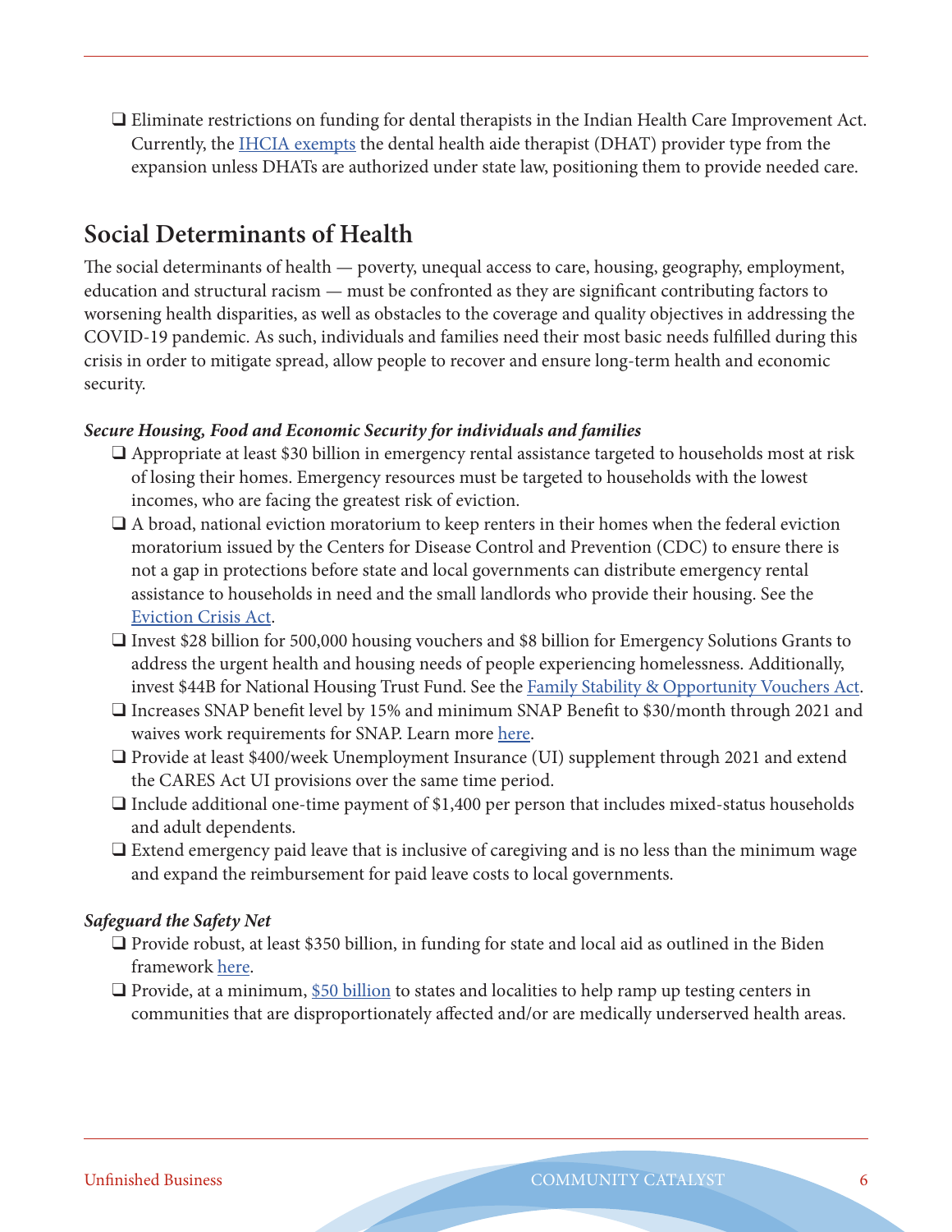- ❑ Eliminate restrictions on funding for dental therapists in the Indian Health Care Improvement Act. Currently, the IHCIA exempts the dental health aide therapist (DHAT) provider type from the expansion unless DHATs are authorized under state law, positioning them to provide needed care.

## Social Determinants of Health

The social determinants of health — poverty, unequal access to care, housing, geography, employment, education and structural racism — must be confronted as they are significant contributing factors to worsening health disparities, as well as obstacles to the coverage and quality objectives in addressing the COVID-19 pandemic. As such, individuals and families need their most basic needs fulfilled during this crisis in order to mitigate spread, allow people to recover and ensure long-term health and economic security.

***Secure Housing, Food and Economic Security for individuals and families***

- ❑ Appropriate at least $30 billion in emergency rental assistance targeted to households most at risk of losing their homes. Emergency resources must be targeted to households with the lowest incomes, who are facing the greatest risk of eviction.
- ❑ A broad, national eviction moratorium to keep renters in their homes when the federal eviction moratorium issued by the Centers for Disease Control and Prevention (CDC) to ensure there is not a gap in protections before state and local governments can distribute emergency rental assistance to households in need and the small landlords who provide their housing. See the Eviction Crisis Act.
- ❑ Invest $28 billion for 500,000 housing vouchers and $8 billion for Emergency Solutions Grants to address the urgent health and housing needs of people experiencing homelessness. Additionally, invest $44B for National Housing Trust Fund. See the Family Stability & Opportunity Vouchers Act.
- ❑ Increases SNAP benefit level by 15% and minimum SNAP Benefit to $30/month through 2021 and waives work requirements for SNAP. Learn more here.
- ❑ Provide at least $400/week Unemployment Insurance (UI) supplement through 2021 and extend the CARES Act UI provisions over the same time period.
- ❑ Include additional one-time payment of $1,400 per person that includes mixed-status households and adult dependents.
- ❑ Extend emergency paid leave that is inclusive of caregiving and is no less than the minimum wage and expand the reimbursement for paid leave costs to local governments.

***Safeguard the Safety Net***

- ❑ Provide robust, at least $350 billion, in funding for state and local aid as outlined in the Biden framework here.
- ❑ Provide, at a minimum, $50 billion to states and localities to help ramp up testing centers in communities that are disproportionately affected and/or are medically underserved health areas.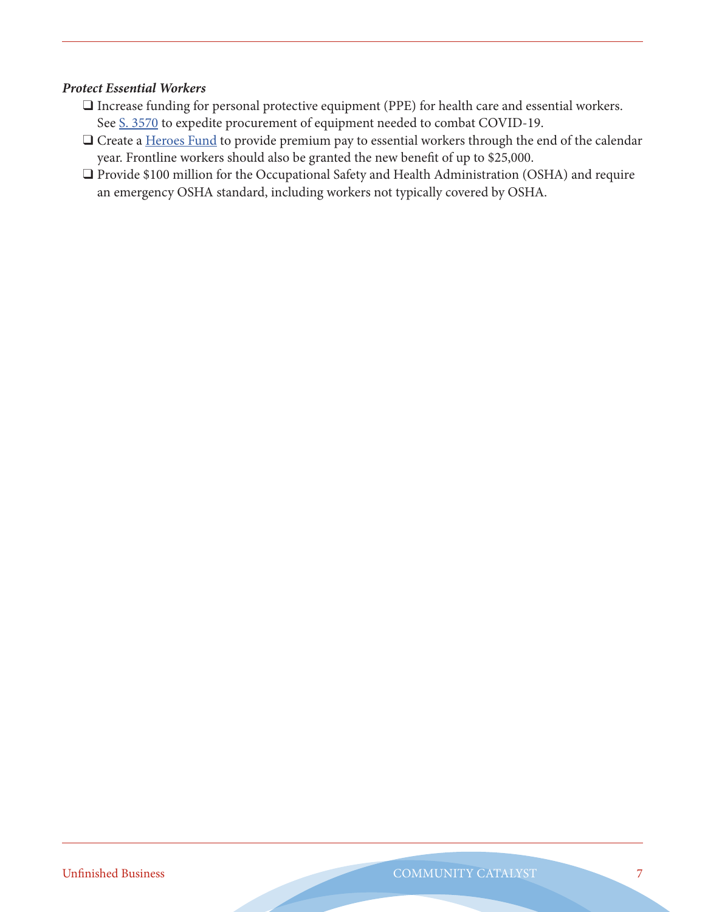***Protect Essential Workers***

- ❑ Increase funding for personal protective equipment (PPE) for health care and essential workers. See S. 3570 to expedite procurement of equipment needed to combat COVID-19.
- ❑ Create a Heroes Fund to provide premium pay to essential workers through the end of the calendar year. Frontline workers should also be granted the new benefit of up to $25,000.
- ❑ Provide $100 million for the Occupational Safety and Health Administration (OSHA) and require an emergency OSHA standard, including workers not typically covered by OSHA.